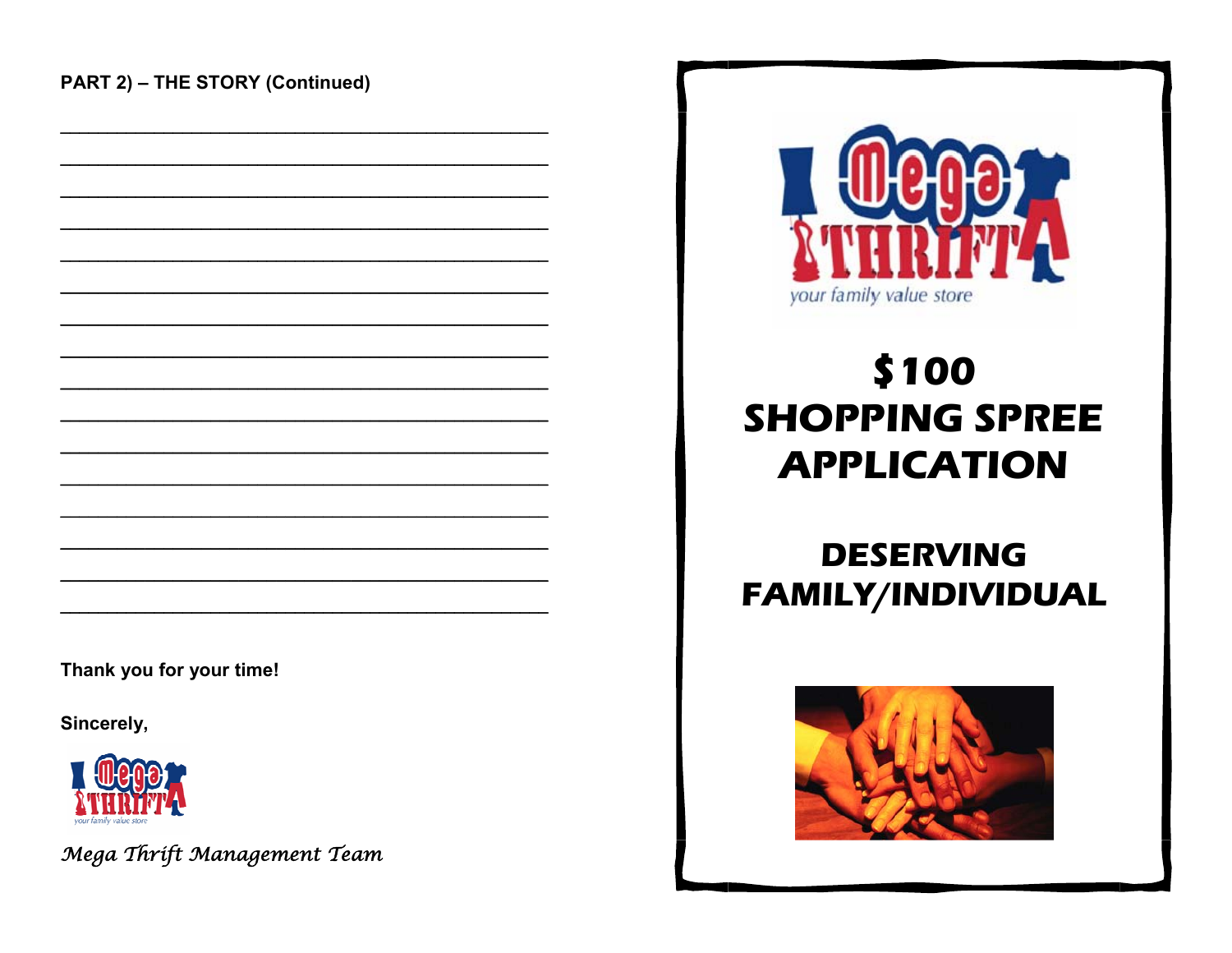**PART 2) – THE STORY (Continued)**

\_\_\_\_\_\_\_\_\_\_\_\_\_\_\_\_\_\_\_\_\_\_\_\_\_\_\_\_\_\_\_\_\_\_\_\_\_\_\_\_\_\_\_\_

\_\_\_\_\_\_\_\_\_\_\_\_\_\_\_\_\_\_\_\_\_\_\_\_\_\_\_\_\_\_\_\_\_\_\_\_\_\_\_\_\_\_\_\_

\_\_\_\_\_\_\_\_\_\_\_\_\_\_\_\_\_\_\_\_\_\_\_\_\_\_\_\_\_\_\_\_\_\_\_\_\_\_\_\_\_\_\_\_

\_\_\_\_\_\_\_\_\_\_\_\_\_\_\_\_\_\_\_\_\_\_\_\_\_\_\_\_\_\_\_\_\_\_\_\_\_\_\_\_\_\_\_\_

\_\_\_\_\_\_\_\_\_\_\_\_\_\_\_\_\_\_\_\_\_\_\_\_\_\_\_\_\_\_\_\_\_\_\_\_\_\_\_\_\_\_\_\_

\_\_\_\_\_\_\_\_\_\_\_\_\_\_\_\_\_\_\_\_\_\_\_\_\_\_\_\_\_\_\_\_\_\_\_\_\_\_\_\_\_\_\_\_

\_\_\_\_\_\_\_\_\_\_\_\_\_\_\_\_\_\_\_\_\_\_\_\_\_\_\_\_\_\_\_\_\_\_\_\_\_\_\_\_\_\_\_\_

\_\_\_\_\_\_\_\_\_\_\_\_\_\_\_\_\_\_\_\_\_\_\_\_\_\_\_\_\_\_\_\_\_\_\_\_\_\_\_\_\_\_\_\_

\_\_\_\_\_\_\_\_\_\_\_\_\_\_\_\_\_\_\_\_\_\_\_\_\_\_\_\_\_\_\_\_\_\_\_\_\_\_\_\_\_\_\_\_

\_\_\_\_\_\_\_\_\_\_\_\_\_\_\_\_\_\_\_\_\_\_\_\_\_\_\_\_\_\_\_\_\_\_\_\_\_\_\_\_\_\_\_\_

\_\_\_\_\_\_\_\_\_\_\_\_\_\_\_\_\_\_\_\_\_\_\_\_\_\_\_\_\_\_\_\_\_\_\_\_\_\_\_\_\_\_\_\_

\_\_\_\_\_\_\_\_\_\_\_\_\_\_\_\_\_\_\_\_\_\_\_\_\_\_\_\_\_\_\_\_\_\_\_\_\_\_\_\_\_\_\_\_

\_\_\_\_\_\_\_\_\_\_\_\_\_\_\_\_\_\_\_\_\_\_\_\_\_\_\_\_\_\_\_\_\_\_\_\_\_\_\_\_\_\_\_\_

\_\_\_\_\_\_\_\_\_\_\_\_\_\_\_\_\_\_\_\_\_\_\_\_\_\_\_\_\_\_\_\_\_\_\_\_\_\_\_\_\_\_\_\_

\_\_\_\_\_\_\_\_\_\_\_\_\_\_\_\_\_\_\_\_\_\_\_\_\_\_\_\_\_\_\_\_\_\_\_\_\_\_\_\_\_\_\_\_

\_\_\_\_\_\_\_\_\_\_\_\_\_\_\_\_\_\_\_\_\_\_\_\_\_\_\_\_\_\_\_\_\_\_\_\_\_\_\_\_\_\_\_\_

**Thank you for your time!**

**Sincerely,**

Mega Thrift — your family value store

*Mega Thrift Management Team*

---

Mega Thrift — your family value store

# $100 SHOPPING SPREE APPLICATION

## DESERVING FAMILY/INDIVIDUAL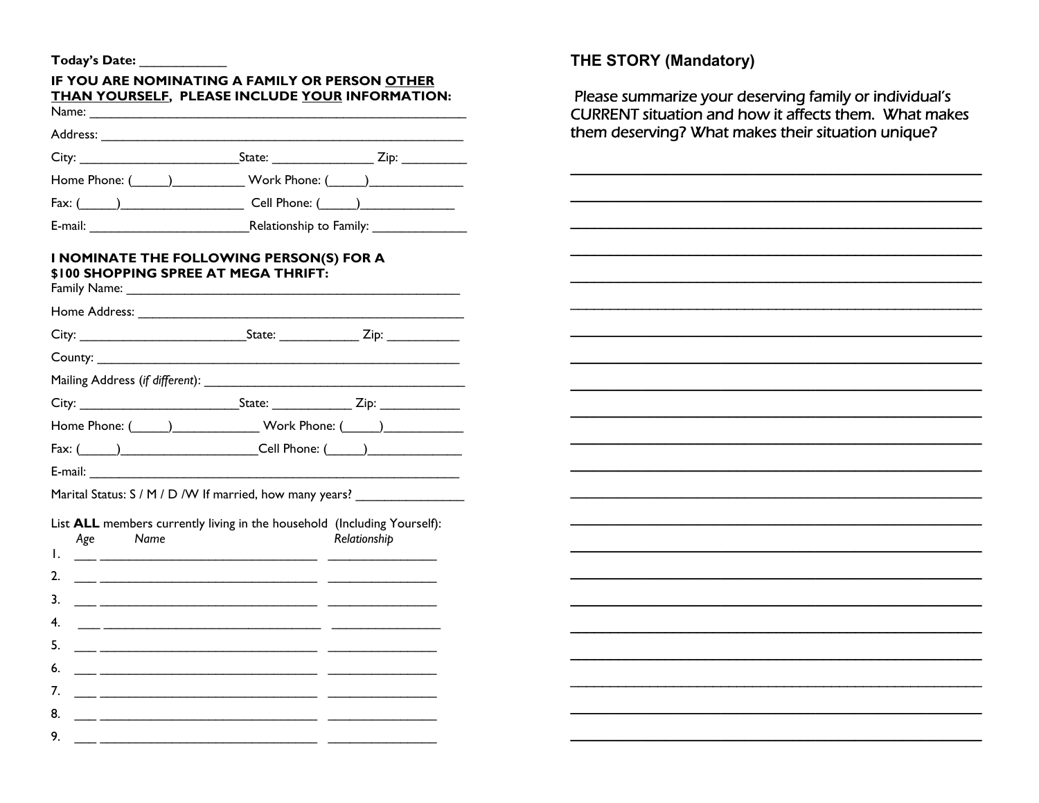**Today's Date:** ____________

**IF YOU ARE NOMINATING A FAMILY OR PERSON <u>OTHER THAN YOURSELF</u>, PLEASE INCLUDE <u>YOUR</u> INFORMATION:**

Name: ______________________________________________________

Address: ____________________________________________________

City: ______________________State: ______________ Zip: _________

Home Phone: (_____)__________ Work Phone: (_____)_____________

Fax: (_____)_________________ Cell Phone: (_____)_____________

E-mail: ______________________Relationship to Family: _____________

**I NOMINATE THE FOLLOWING PERSON(S) FOR A $100 SHOPPING SPREE AT MEGA THRIFT:**

Family Name: _______________________________________________

Home Address: ______________________________________________

City: ______________________State: ___________ Zip: __________

County: ____________________________________________________

Mailing Address (*if different*): _____________________________________

City: ______________________State: ___________ Zip: ___________

Home Phone: (_____)____________ Work Phone: (_____)___________

Fax: (_____)___________________Cell Phone: (_____)_____________

E-mail: _____________________________________________________

Marital Status: S / M / D /W If married, how many years? _______________

List **ALL** members currently living in the household (Including Yourself):

| | *Age* | *Name* | *Relationship* |
|---|---|---|---|
| 1. | ___ | ______________________________ | _______________ |
| 2. | ___ | ______________________________ | _______________ |
| 3. | ___ | ______________________________ | _______________ |
| 4. | ___ | ______________________________ | _______________ |
| 5. | ___ | ______________________________ | _______________ |
| 6. | ___ | ______________________________ | _______________ |
| 7. | ___ | ______________________________ | _______________ |
| 8. | ___ | ______________________________ | _______________ |
| 9. | ___ | ______________________________ | _______________ |

## THE STORY (Mandatory)

Please summarize your deserving family or individual's CURRENT situation and how it affects them. What makes them deserving? What makes their situation unique?

_____________________________________________________________

_____________________________________________________________

_____________________________________________________________

_____________________________________________________________

_____________________________________________________________

_____________________________________________________________

_____________________________________________________________

_____________________________________________________________

_____________________________________________________________

_____________________________________________________________

_____________________________________________________________

_____________________________________________________________

_____________________________________________________________

_____________________________________________________________

_____________________________________________________________

_____________________________________________________________

_____________________________________________________________

_____________________________________________________________

_____________________________________________________________

_____________________________________________________________

_____________________________________________________________

_____________________________________________________________